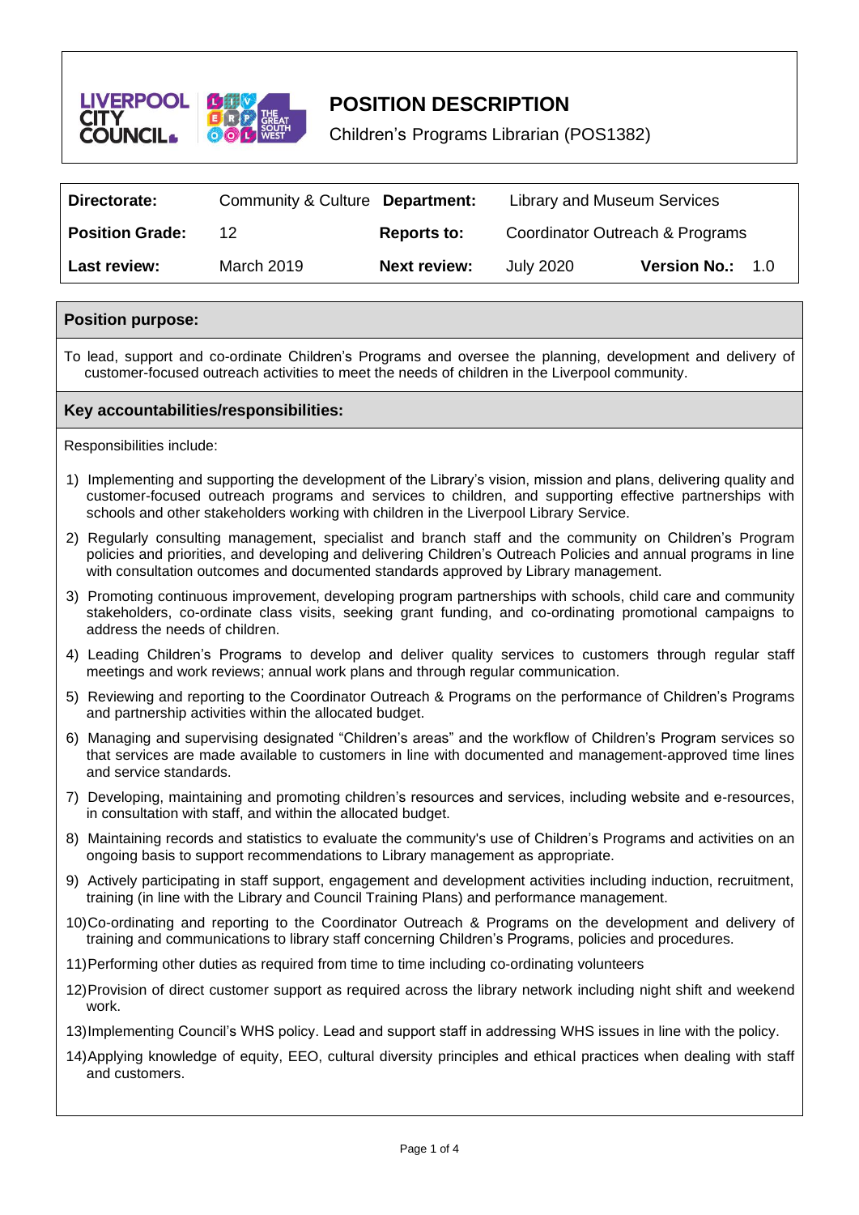# POSITION DESCRIPTION

Children's Programs Librarian (POS1382)

| **Directorate:** | Community & Culture | **Department:** | Library and Museum Services | | |
|---|---|---|---|---|---|
| **Position Grade:** | 12 | **Reports to:** | Coordinator Outreach & Programs | | |
| **Last review:** | March 2019 | **Next review:** | July 2020 | **Version No.:** | 1.0 |

## Position purpose:

To lead, support and co-ordinate Children's Programs and oversee the planning, development and delivery of customer-focused outreach activities to meet the needs of children in the Liverpool community.

## Key accountabilities/responsibilities:

Responsibilities include:

1) Implementing and supporting the development of the Library's vision, mission and plans, delivering quality and customer-focused outreach programs and services to children, and supporting effective partnerships with schools and other stakeholders working with children in the Liverpool Library Service.
2) Regularly consulting management, specialist and branch staff and the community on Children's Program policies and priorities, and developing and delivering Children's Outreach Policies and annual programs in line with consultation outcomes and documented standards approved by Library management.
3) Promoting continuous improvement, developing program partnerships with schools, child care and community stakeholders, co-ordinate class visits, seeking grant funding, and co-ordinating promotional campaigns to address the needs of children.
4) Leading Children's Programs to develop and deliver quality services to customers through regular staff meetings and work reviews; annual work plans and through regular communication.
5) Reviewing and reporting to the Coordinator Outreach & Programs on the performance of Children's Programs and partnership activities within the allocated budget.
6) Managing and supervising designated "Children's areas" and the workflow of Children's Program services so that services are made available to customers in line with documented and management-approved time lines and service standards.
7) Developing, maintaining and promoting children's resources and services, including website and e-resources, in consultation with staff, and within the allocated budget.
8) Maintaining records and statistics to evaluate the community's use of Children's Programs and activities on an ongoing basis to support recommendations to Library management as appropriate.
9) Actively participating in staff support, engagement and development activities including induction, recruitment, training (in line with the Library and Council Training Plans) and performance management.
10) Co-ordinating and reporting to the Coordinator Outreach & Programs on the development and delivery of training and communications to library staff concerning Children's Programs, policies and procedures.
11) Performing other duties as required from time to time including co-ordinating volunteers
12) Provision of direct customer support as required across the library network including night shift and weekend work.
13) Implementing Council's WHS policy. Lead and support staff in addressing WHS issues in line with the policy.
14) Applying knowledge of equity, EEO, cultural diversity principles and ethical practices when dealing with staff and customers.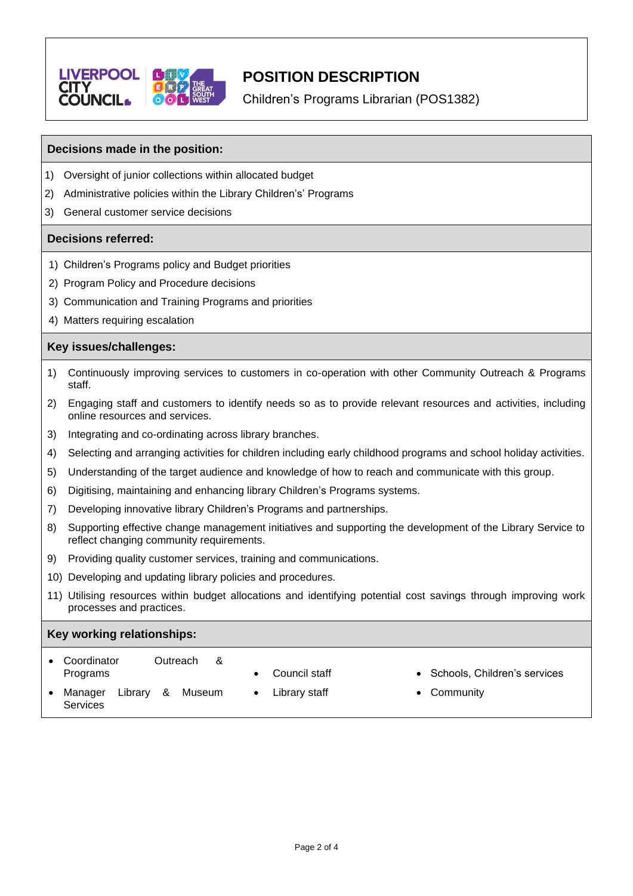# POSITION DESCRIPTION

Children's Programs Librarian (POS1382)

## Decisions made in the position:

1) Oversight of junior collections within allocated budget
2) Administrative policies within the Library Children's' Programs
3) General customer service decisions

## Decisions referred:

1) Children's Programs policy and Budget priorities
2) Program Policy and Procedure decisions
3) Communication and Training Programs and priorities
4) Matters requiring escalation

## Key issues/challenges:

1) Continuously improving services to customers in co-operation with other Community Outreach & Programs staff.
2) Engaging staff and customers to identify needs so as to provide relevant resources and activities, including online resources and services.
3) Integrating and co-ordinating across library branches.
4) Selecting and arranging activities for children including early childhood programs and school holiday activities.
5) Understanding of the target audience and knowledge of how to reach and communicate with this group.
6) Digitising, maintaining and enhancing library Children's Programs systems.
7) Developing innovative library Children's Programs and partnerships.
8) Supporting effective change management initiatives and supporting the development of the Library Service to reflect changing community requirements.
9) Providing quality customer services, training and communications.
10) Developing and updating library policies and procedures.
11) Utilising resources within budget allocations and identifying potential cost savings through improving work processes and practices.

## Key working relationships:

- Coordinator Outreach & Programs
- Manager Library & Museum Services
- Council staff
- Library staff
- Schools, Children's services
- Community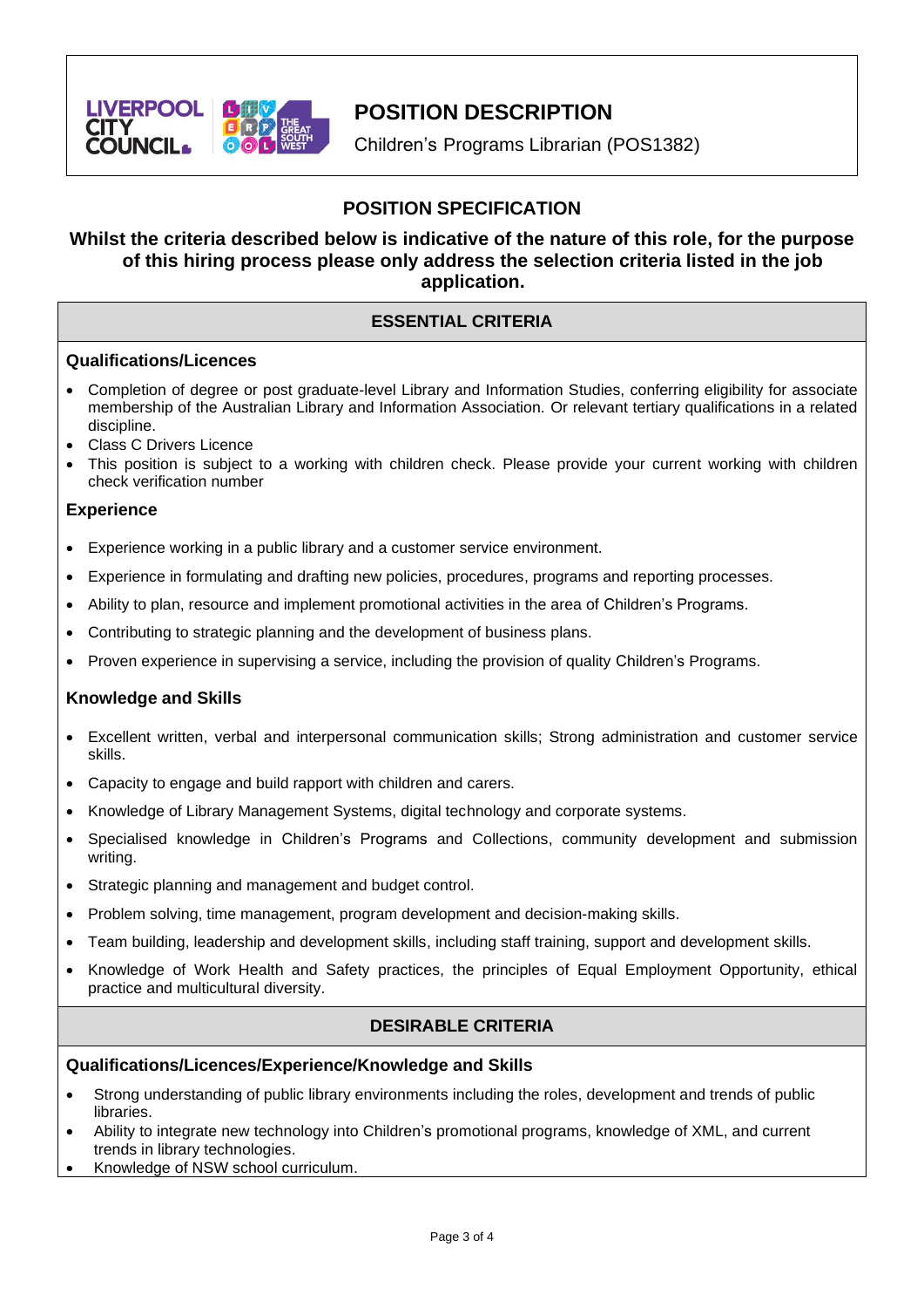# POSITION DESCRIPTION

Children's Programs Librarian (POS1382)

## POSITION SPECIFICATION

**Whilst the criteria described below is indicative of the nature of this role, for the purpose of this hiring process please only address the selection criteria listed in the job application.**

### ESSENTIAL CRITERIA

**Qualifications/Licences**

- Completion of degree or post graduate-level Library and Information Studies, conferring eligibility for associate membership of the Australian Library and Information Association. Or relevant tertiary qualifications in a related discipline.
- Class C Drivers Licence
- This position is subject to a working with children check. Please provide your current working with children check verification number

**Experience**

- Experience working in a public library and a customer service environment.
- Experience in formulating and drafting new policies, procedures, programs and reporting processes.
- Ability to plan, resource and implement promotional activities in the area of Children's Programs.
- Contributing to strategic planning and the development of business plans.
- Proven experience in supervising a service, including the provision of quality Children's Programs.

**Knowledge and Skills**

- Excellent written, verbal and interpersonal communication skills; Strong administration and customer service skills.
- Capacity to engage and build rapport with children and carers.
- Knowledge of Library Management Systems, digital technology and corporate systems.
- Specialised knowledge in Children's Programs and Collections, community development and submission writing.
- Strategic planning and management and budget control.
- Problem solving, time management, program development and decision-making skills.
- Team building, leadership and development skills, including staff training, support and development skills.
- Knowledge of Work Health and Safety practices, the principles of Equal Employment Opportunity, ethical practice and multicultural diversity.

### DESIRABLE CRITERIA

**Qualifications/Licences/Experience/Knowledge and Skills**

- Strong understanding of public library environments including the roles, development and trends of public libraries.
- Ability to integrate new technology into Children's promotional programs, knowledge of XML, and current trends in library technologies.
- Knowledge of NSW school curriculum.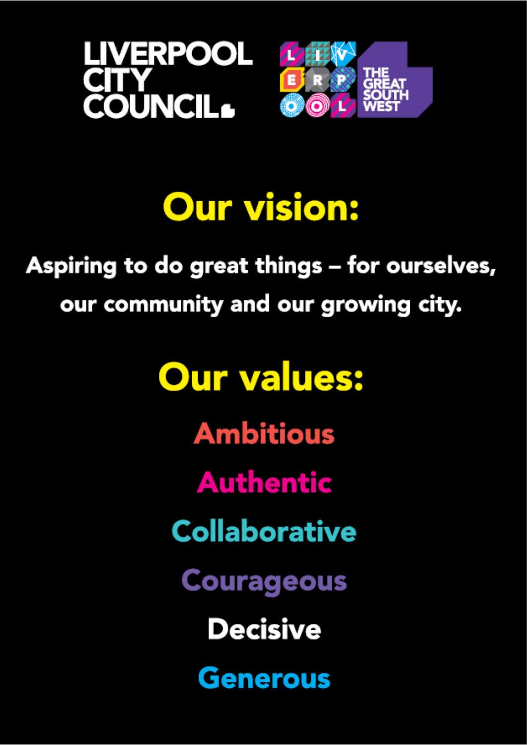LIVERPOOL CITY COUNCIL

LIVERPOOL THE GREAT SOUTH WEST

# Our vision:

Aspiring to do great things – for ourselves, our community and our growing city.

# Our values:

Ambitious

Authentic

Collaborative

Courageous

Decisive

Generous